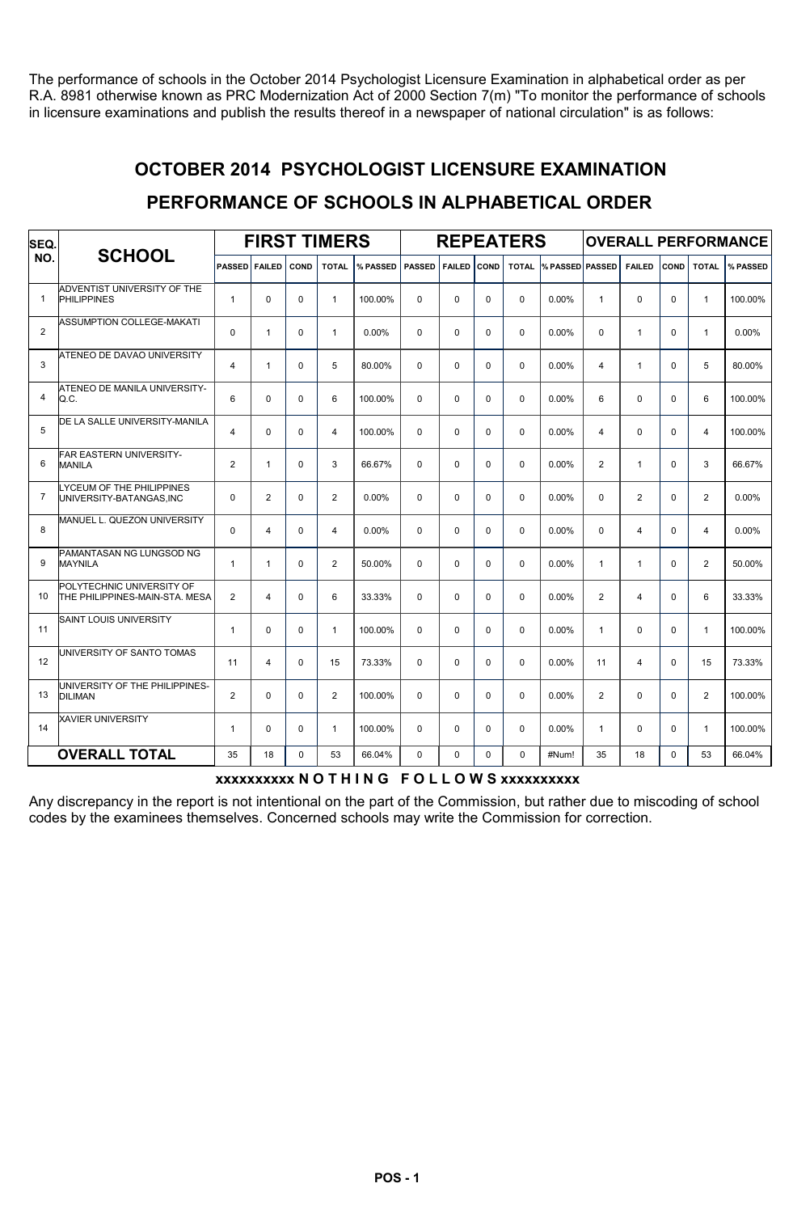The performance of schools in the October 2014 Psychologist Licensure Examination in alphabetical order as per R.A. 8981 otherwise known as PRC Modernization Act of 2000 Section 7(m) "To monitor the performance of schools in licensure examinations and publish the results thereof in a newspaper of national circulation" is as follows:

## OCTOBER 2014 PSYCHOLOGIST LICENSURE EXAMINATION

## PERFORMANCE OF SCHOOLS IN ALPHABETICAL ORDER

| SEQ. NO. | SCHOOL | FIRST TIMERS | | | | | REPEATERS | | | | | OVERALL PERFORMANCE | | | | |
|---|---|---|---|---|---|---|---|---|---|---|---|---|---|---|---|---|
| | | PASSED | FAILED | COND | TOTAL | % PASSED | PASSED | FAILED | COND | TOTAL | % PASSED | PASSED | FAILED | COND | TOTAL | % PASSED |
| 1 | ADVENTIST UNIVERSITY OF THE PHILIPPINES | 1 | 0 | 0 | 1 | 100.00% | 0 | 0 | 0 | 0 | 0.00% | 1 | 0 | 0 | 1 | 100.00% |
| 2 | ASSUMPTION COLLEGE-MAKATI | 0 | 1 | 0 | 1 | 0.00% | 0 | 0 | 0 | 0 | 0.00% | 0 | 1 | 0 | 1 | 0.00% |
| 3 | ATENEO DE DAVAO UNIVERSITY | 4 | 1 | 0 | 5 | 80.00% | 0 | 0 | 0 | 0 | 0.00% | 4 | 1 | 0 | 5 | 80.00% |
| 4 | ATENEO DE MANILA UNIVERSITY-Q.C. | 6 | 0 | 0 | 6 | 100.00% | 0 | 0 | 0 | 0 | 0.00% | 6 | 0 | 0 | 6 | 100.00% |
| 5 | DE LA SALLE UNIVERSITY-MANILA | 4 | 0 | 0 | 4 | 100.00% | 0 | 0 | 0 | 0 | 0.00% | 4 | 0 | 0 | 4 | 100.00% |
| 6 | FAR EASTERN UNIVERSITY-MANILA | 2 | 1 | 0 | 3 | 66.67% | 0 | 0 | 0 | 0 | 0.00% | 2 | 1 | 0 | 3 | 66.67% |
| 7 | LYCEUM OF THE PHILIPPINES UNIVERSITY-BATANGAS,INC | 0 | 2 | 0 | 2 | 0.00% | 0 | 0 | 0 | 0 | 0.00% | 0 | 2 | 0 | 2 | 0.00% |
| 8 | MANUEL L. QUEZON UNIVERSITY | 0 | 4 | 0 | 4 | 0.00% | 0 | 0 | 0 | 0 | 0.00% | 0 | 4 | 0 | 4 | 0.00% |
| 9 | PAMANTASAN NG LUNGSOD NG MAYNILA | 1 | 1 | 0 | 2 | 50.00% | 0 | 0 | 0 | 0 | 0.00% | 1 | 1 | 0 | 2 | 50.00% |
| 10 | POLYTECHNIC UNIVERSITY OF THE PHILIPPINES-MAIN-STA. MESA | 2 | 4 | 0 | 6 | 33.33% | 0 | 0 | 0 | 0 | 0.00% | 2 | 4 | 0 | 6 | 33.33% |
| 11 | SAINT LOUIS UNIVERSITY | 1 | 0 | 0 | 1 | 100.00% | 0 | 0 | 0 | 0 | 0.00% | 1 | 0 | 0 | 1 | 100.00% |
| 12 | UNIVERSITY OF SANTO TOMAS | 11 | 4 | 0 | 15 | 73.33% | 0 | 0 | 0 | 0 | 0.00% | 11 | 4 | 0 | 15 | 73.33% |
| 13 | UNIVERSITY OF THE PHILIPPINES-DILIMAN | 2 | 0 | 0 | 2 | 100.00% | 0 | 0 | 0 | 0 | 0.00% | 2 | 0 | 0 | 2 | 100.00% |
| 14 | XAVIER UNIVERSITY | 1 | 0 | 0 | 1 | 100.00% | 0 | 0 | 0 | 0 | 0.00% | 1 | 0 | 0 | 1 | 100.00% |
| | **OVERALL TOTAL** | 35 | 18 | 0 | 53 | 66.04% | 0 | 0 | 0 | 0 | #Num! | 35 | 18 | 0 | 53 | 66.04% |

**xxxxxxxxxx N O T H I N G F O L L O W S xxxxxxxxxx**

Any discrepancy in the report is not intentional on the part of the Commission, but rather due to miscoding of school codes by the examinees themselves. Concerned schools may write the Commission for correction.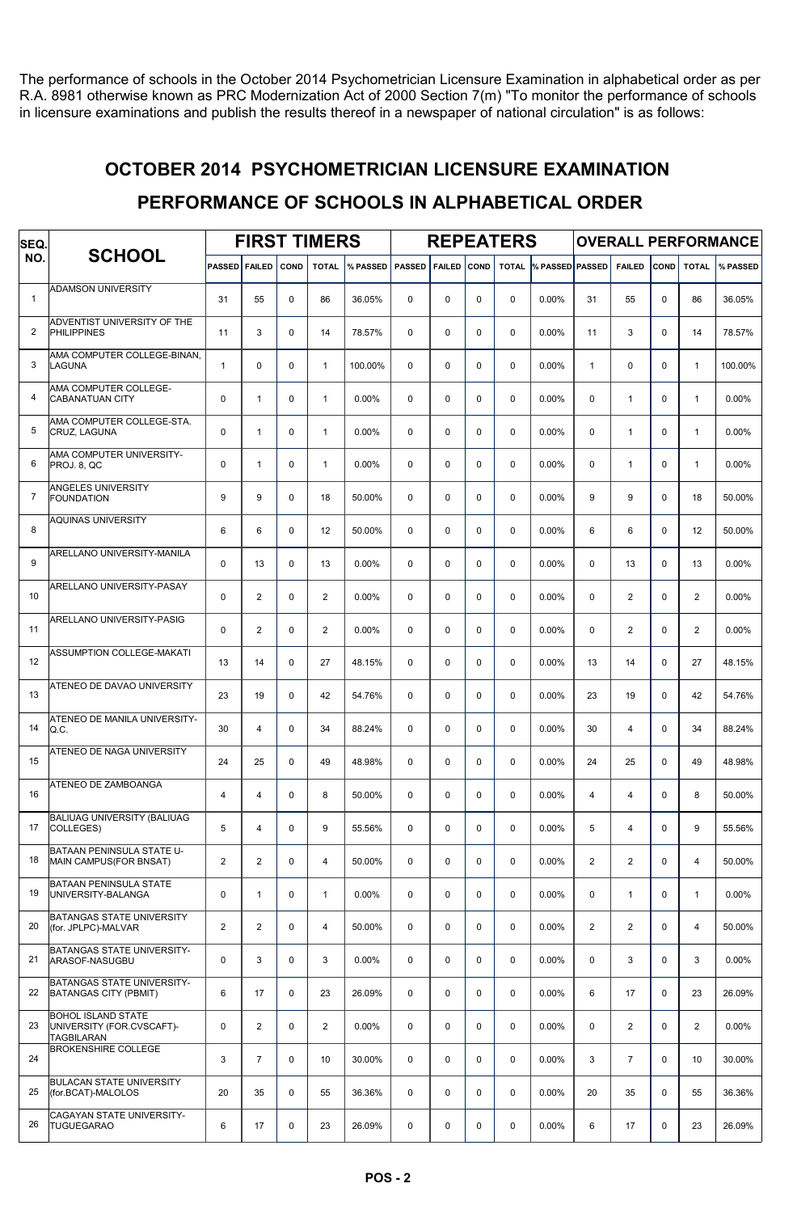The performance of schools in the October 2014 Psychometrician Licensure Examination in alphabetical order as per R.A. 8981 otherwise known as PRC Modernization Act of 2000 Section 7(m) "To monitor the performance of schools in licensure examinations and publish the results thereof in a newspaper of national circulation" is as follows:

## OCTOBER 2014 PSYCHOMETRICIAN LICENSURE EXAMINATION

## PERFORMANCE OF SCHOOLS IN ALPHABETICAL ORDER

| SEQ. NO. | SCHOOL | FIRST TIMERS | | | | | REPEATERS | | | | | OVERALL PERFORMANCE | | | | |
|---|---|---|---|---|---|---|---|---|---|---|---|---|---|---|---|---|
| | | PASSED | FAILED | COND | TOTAL | % PASSED | PASSED | FAILED | COND | TOTAL | % PASSED | PASSED | FAILED | COND | TOTAL | % PASSED |
| 1 | ADAMSON UNIVERSITY | 31 | 55 | 0 | 86 | 36.05% | 0 | 0 | 0 | 0 | 0.00% | 31 | 55 | 0 | 86 | 36.05% |
| 2 | ADVENTIST UNIVERSITY OF THE PHILIPPINES | 11 | 3 | 0 | 14 | 78.57% | 0 | 0 | 0 | 0 | 0.00% | 11 | 3 | 0 | 14 | 78.57% |
| 3 | AMA COMPUTER COLLEGE-BINAN, LAGUNA | 1 | 0 | 0 | 1 | 100.00% | 0 | 0 | 0 | 0 | 0.00% | 1 | 0 | 0 | 1 | 100.00% |
| 4 | AMA COMPUTER COLLEGE-CABANATUAN CITY | 0 | 1 | 0 | 1 | 0.00% | 0 | 0 | 0 | 0 | 0.00% | 0 | 1 | 0 | 1 | 0.00% |
| 5 | AMA COMPUTER COLLEGE-STA. CRUZ, LAGUNA | 0 | 1 | 0 | 1 | 0.00% | 0 | 0 | 0 | 0 | 0.00% | 0 | 1 | 0 | 1 | 0.00% |
| 6 | AMA COMPUTER UNIVERSITY-PROJ. 8, QC | 0 | 1 | 0 | 1 | 0.00% | 0 | 0 | 0 | 0 | 0.00% | 0 | 1 | 0 | 1 | 0.00% |
| 7 | ANGELES UNIVERSITY FOUNDATION | 9 | 9 | 0 | 18 | 50.00% | 0 | 0 | 0 | 0 | 0.00% | 9 | 9 | 0 | 18 | 50.00% |
| 8 | AQUINAS UNIVERSITY | 6 | 6 | 0 | 12 | 50.00% | 0 | 0 | 0 | 0 | 0.00% | 6 | 6 | 0 | 12 | 50.00% |
| 9 | ARELLANO UNIVERSITY-MANILA | 0 | 13 | 0 | 13 | 0.00% | 0 | 0 | 0 | 0 | 0.00% | 0 | 13 | 0 | 13 | 0.00% |
| 10 | ARELLANO UNIVERSITY-PASAY | 0 | 2 | 0 | 2 | 0.00% | 0 | 0 | 0 | 0 | 0.00% | 0 | 2 | 0 | 2 | 0.00% |
| 11 | ARELLANO UNIVERSITY-PASIG | 0 | 2 | 0 | 2 | 0.00% | 0 | 0 | 0 | 0 | 0.00% | 0 | 2 | 0 | 2 | 0.00% |
| 12 | ASSUMPTION COLLEGE-MAKATI | 13 | 14 | 0 | 27 | 48.15% | 0 | 0 | 0 | 0 | 0.00% | 13 | 14 | 0 | 27 | 48.15% |
| 13 | ATENEO DE DAVAO UNIVERSITY | 23 | 19 | 0 | 42 | 54.76% | 0 | 0 | 0 | 0 | 0.00% | 23 | 19 | 0 | 42 | 54.76% |
| 14 | ATENEO DE MANILA UNIVERSITY-Q.C. | 30 | 4 | 0 | 34 | 88.24% | 0 | 0 | 0 | 0 | 0.00% | 30 | 4 | 0 | 34 | 88.24% |
| 15 | ATENEO DE NAGA UNIVERSITY | 24 | 25 | 0 | 49 | 48.98% | 0 | 0 | 0 | 0 | 0.00% | 24 | 25 | 0 | 49 | 48.98% |
| 16 | ATENEO DE ZAMBOANGA | 4 | 4 | 0 | 8 | 50.00% | 0 | 0 | 0 | 0 | 0.00% | 4 | 4 | 0 | 8 | 50.00% |
| 17 | BALIUAG UNIVERSITY (BALIUAG COLLEGES) | 5 | 4 | 0 | 9 | 55.56% | 0 | 0 | 0 | 0 | 0.00% | 5 | 4 | 0 | 9 | 55.56% |
| 18 | BATAAN PENINSULA STATE U-MAIN CAMPUS(FOR BNSAT) | 2 | 2 | 0 | 4 | 50.00% | 0 | 0 | 0 | 0 | 0.00% | 2 | 2 | 0 | 4 | 50.00% |
| 19 | BATAAN PENINSULA STATE UNIVERSITY-BALANGA | 0 | 1 | 0 | 1 | 0.00% | 0 | 0 | 0 | 0 | 0.00% | 0 | 1 | 0 | 1 | 0.00% |
| 20 | BATANGAS STATE UNIVERSITY (for. JPLPC)-MALVAR | 2 | 2 | 0 | 4 | 50.00% | 0 | 0 | 0 | 0 | 0.00% | 2 | 2 | 0 | 4 | 50.00% |
| 21 | BATANGAS STATE UNIVERSITY-ARASOF-NASUGBU | 0 | 3 | 0 | 3 | 0.00% | 0 | 0 | 0 | 0 | 0.00% | 0 | 3 | 0 | 3 | 0.00% |
| 22 | BATANGAS STATE UNIVERSITY-BATANGAS CITY (PBMIT) | 6 | 17 | 0 | 23 | 26.09% | 0 | 0 | 0 | 0 | 0.00% | 6 | 17 | 0 | 23 | 26.09% |
| 23 | BOHOL ISLAND STATE UNIVERSITY (FOR.CVSCAFT)-TAGBILARAN | 0 | 2 | 0 | 2 | 0.00% | 0 | 0 | 0 | 0 | 0.00% | 0 | 2 | 0 | 2 | 0.00% |
| 24 | BROKENSHIRE COLLEGE | 3 | 7 | 0 | 10 | 30.00% | 0 | 0 | 0 | 0 | 0.00% | 3 | 7 | 0 | 10 | 30.00% |
| 25 | BULACAN STATE UNIVERSITY (for.BCAT)-MALOLOS | 20 | 35 | 0 | 55 | 36.36% | 0 | 0 | 0 | 0 | 0.00% | 20 | 35 | 0 | 55 | 36.36% |
| 26 | CAGAYAN STATE UNIVERSITY-TUGUEGARAO | 6 | 17 | 0 | 23 | 26.09% | 0 | 0 | 0 | 0 | 0.00% | 6 | 17 | 0 | 23 | 26.09% |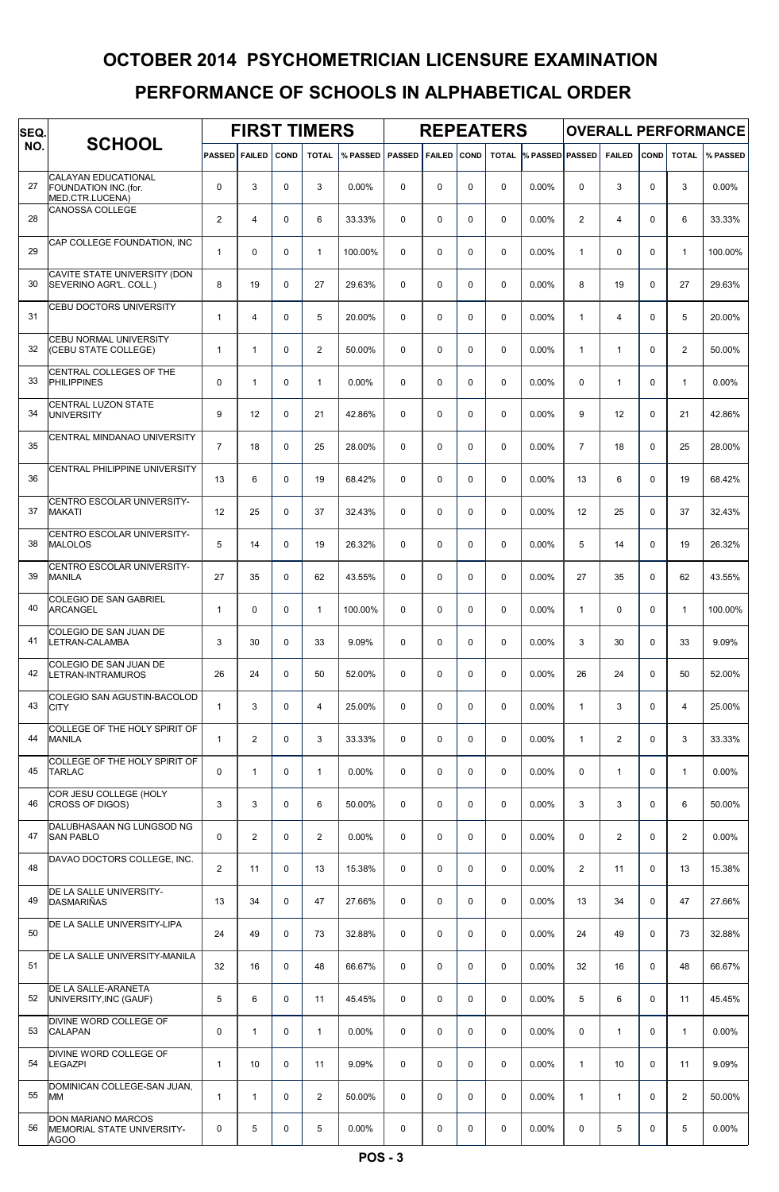# OCTOBER 2014 PSYCHOMETRICIAN LICENSURE EXAMINATION

## PERFORMANCE OF SCHOOLS IN ALPHABETICAL ORDER

| SEQ. NO. | SCHOOL | FIRST TIMERS | | | | | REPEATERS | | | | | OVERALL PERFORMANCE | | | | |
|---|---|---|---|---|---|---|---|---|---|---|---|---|---|---|---|---|
| | | PASSED | FAILED | COND | TOTAL | % PASSED | PASSED | FAILED | COND | TOTAL | % PASSED | PASSED | FAILED | COND | TOTAL | % PASSED |
| 27 | CALAYAN EDUCATIONAL FOUNDATION INC.(for. MED.CTR.LUCENA) | 0 | 3 | 0 | 3 | 0.00% | 0 | 0 | 0 | 0 | 0.00% | 0 | 3 | 0 | 3 | 0.00% |
| 28 | CANOSSA COLLEGE | 2 | 4 | 0 | 6 | 33.33% | 0 | 0 | 0 | 0 | 0.00% | 2 | 4 | 0 | 6 | 33.33% |
| 29 | CAP COLLEGE FOUNDATION, INC | 1 | 0 | 0 | 1 | 100.00% | 0 | 0 | 0 | 0 | 0.00% | 1 | 0 | 0 | 1 | 100.00% |
| 30 | CAVITE STATE UNIVERSITY (DON SEVERINO AGR'L. COLL.) | 8 | 19 | 0 | 27 | 29.63% | 0 | 0 | 0 | 0 | 0.00% | 8 | 19 | 0 | 27 | 29.63% |
| 31 | CEBU DOCTORS UNIVERSITY | 1 | 4 | 0 | 5 | 20.00% | 0 | 0 | 0 | 0 | 0.00% | 1 | 4 | 0 | 5 | 20.00% |
| 32 | CEBU NORMAL UNIVERSITY (CEBU STATE COLLEGE) | 1 | 1 | 0 | 2 | 50.00% | 0 | 0 | 0 | 0 | 0.00% | 1 | 1 | 0 | 2 | 50.00% |
| 33 | CENTRAL COLLEGES OF THE PHILIPPINES | 0 | 1 | 0 | 1 | 0.00% | 0 | 0 | 0 | 0 | 0.00% | 0 | 1 | 0 | 1 | 0.00% |
| 34 | CENTRAL LUZON STATE UNIVERSITY | 9 | 12 | 0 | 21 | 42.86% | 0 | 0 | 0 | 0 | 0.00% | 9 | 12 | 0 | 21 | 42.86% |
| 35 | CENTRAL MINDANAO UNIVERSITY | 7 | 18 | 0 | 25 | 28.00% | 0 | 0 | 0 | 0 | 0.00% | 7 | 18 | 0 | 25 | 28.00% |
| 36 | CENTRAL PHILIPPINE UNIVERSITY | 13 | 6 | 0 | 19 | 68.42% | 0 | 0 | 0 | 0 | 0.00% | 13 | 6 | 0 | 19 | 68.42% |
| 37 | CENTRO ESCOLAR UNIVERSITY-MAKATI | 12 | 25 | 0 | 37 | 32.43% | 0 | 0 | 0 | 0 | 0.00% | 12 | 25 | 0 | 37 | 32.43% |
| 38 | CENTRO ESCOLAR UNIVERSITY-MALOLOS | 5 | 14 | 0 | 19 | 26.32% | 0 | 0 | 0 | 0 | 0.00% | 5 | 14 | 0 | 19 | 26.32% |
| 39 | CENTRO ESCOLAR UNIVERSITY-MANILA | 27 | 35 | 0 | 62 | 43.55% | 0 | 0 | 0 | 0 | 0.00% | 27 | 35 | 0 | 62 | 43.55% |
| 40 | COLEGIO DE SAN GABRIEL ARCANGEL | 1 | 0 | 0 | 1 | 100.00% | 0 | 0 | 0 | 0 | 0.00% | 1 | 0 | 0 | 1 | 100.00% |
| 41 | COLEGIO DE SAN JUAN DE LETRAN-CALAMBA | 3 | 30 | 0 | 33 | 9.09% | 0 | 0 | 0 | 0 | 0.00% | 3 | 30 | 0 | 33 | 9.09% |
| 42 | COLEGIO DE SAN JUAN DE LETRAN-INTRAMUROS | 26 | 24 | 0 | 50 | 52.00% | 0 | 0 | 0 | 0 | 0.00% | 26 | 24 | 0 | 50 | 52.00% |
| 43 | COLEGIO SAN AGUSTIN-BACOLOD CITY | 1 | 3 | 0 | 4 | 25.00% | 0 | 0 | 0 | 0 | 0.00% | 1 | 3 | 0 | 4 | 25.00% |
| 44 | COLLEGE OF THE HOLY SPIRIT OF MANILA | 1 | 2 | 0 | 3 | 33.33% | 0 | 0 | 0 | 0 | 0.00% | 1 | 2 | 0 | 3 | 33.33% |
| 45 | COLLEGE OF THE HOLY SPIRIT OF TARLAC | 0 | 1 | 0 | 1 | 0.00% | 0 | 0 | 0 | 0 | 0.00% | 0 | 1 | 0 | 1 | 0.00% |
| 46 | COR JESU COLLEGE (HOLY CROSS OF DIGOS) | 3 | 3 | 0 | 6 | 50.00% | 0 | 0 | 0 | 0 | 0.00% | 3 | 3 | 0 | 6 | 50.00% |
| 47 | DALUBHASAAN NG LUNGSOD NG SAN PABLO | 0 | 2 | 0 | 2 | 0.00% | 0 | 0 | 0 | 0 | 0.00% | 0 | 2 | 0 | 2 | 0.00% |
| 48 | DAVAO DOCTORS COLLEGE, INC. | 2 | 11 | 0 | 13 | 15.38% | 0 | 0 | 0 | 0 | 0.00% | 2 | 11 | 0 | 13 | 15.38% |
| 49 | DE LA SALLE UNIVERSITY-DASMARIÑAS | 13 | 34 | 0 | 47 | 27.66% | 0 | 0 | 0 | 0 | 0.00% | 13 | 34 | 0 | 47 | 27.66% |
| 50 | DE LA SALLE UNIVERSITY-LIPA | 24 | 49 | 0 | 73 | 32.88% | 0 | 0 | 0 | 0 | 0.00% | 24 | 49 | 0 | 73 | 32.88% |
| 51 | DE LA SALLE UNIVERSITY-MANILA | 32 | 16 | 0 | 48 | 66.67% | 0 | 0 | 0 | 0 | 0.00% | 32 | 16 | 0 | 48 | 66.67% |
| 52 | DE LA SALLE-ARANETA UNIVERSITY,INC (GAUF) | 5 | 6 | 0 | 11 | 45.45% | 0 | 0 | 0 | 0 | 0.00% | 5 | 6 | 0 | 11 | 45.45% |
| 53 | DIVINE WORD COLLEGE OF CALAPAN | 0 | 1 | 0 | 1 | 0.00% | 0 | 0 | 0 | 0 | 0.00% | 0 | 1 | 0 | 1 | 0.00% |
| 54 | DIVINE WORD COLLEGE OF LEGAZPI | 1 | 10 | 0 | 11 | 9.09% | 0 | 0 | 0 | 0 | 0.00% | 1 | 10 | 0 | 11 | 9.09% |
| 55 | DOMINICAN COLLEGE-SAN JUAN, MM | 1 | 1 | 0 | 2 | 50.00% | 0 | 0 | 0 | 0 | 0.00% | 1 | 1 | 0 | 2 | 50.00% |
| 56 | DON MARIANO MARCOS MEMORIAL STATE UNIVERSITY-AGOO | 0 | 5 | 0 | 5 | 0.00% | 0 | 0 | 0 | 0 | 0.00% | 0 | 5 | 0 | 5 | 0.00% |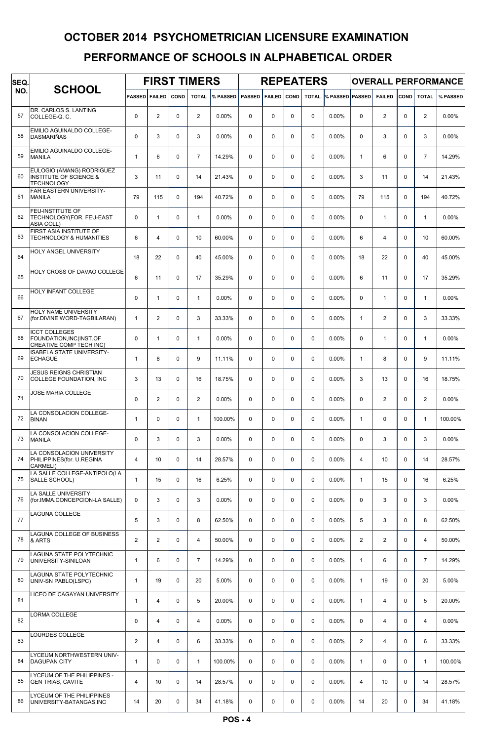# OCTOBER 2014 PSYCHOMETRICIAN LICENSURE EXAMINATION

## PERFORMANCE OF SCHOOLS IN ALPHABETICAL ORDER

| SEQ. NO. | SCHOOL | FIRST TIMERS | | | | | REPEATERS | | | | | OVERALL PERFORMANCE | | | | |
|---|---|---|---|---|---|---|---|---|---|---|---|---|---|---|---|---|
| | | PASSED | FAILED | COND | TOTAL | % PASSED | PASSED | FAILED | COND | TOTAL | % PASSED | PASSED | FAILED | COND | TOTAL | % PASSED |
| 57 | DR. CARLOS S. LANTING COLLEGE-Q. C. | 0 | 2 | 0 | 2 | 0.00% | 0 | 0 | 0 | 0 | 0.00% | 0 | 2 | 0 | 2 | 0.00% |
| 58 | EMILIO AGUINALDO COLLEGE-DASMARIÑAS | 0 | 3 | 0 | 3 | 0.00% | 0 | 0 | 0 | 0 | 0.00% | 0 | 3 | 0 | 3 | 0.00% |
| 59 | EMILIO AGUINALDO COLLEGE-MANILA | 1 | 6 | 0 | 7 | 14.29% | 0 | 0 | 0 | 0 | 0.00% | 1 | 6 | 0 | 7 | 14.29% |
| 60 | EULOGIO (AMANG) RODRIGUEZ INSTITUTE OF SCIENCE & TECHNOLOGY | 3 | 11 | 0 | 14 | 21.43% | 0 | 0 | 0 | 0 | 0.00% | 3 | 11 | 0 | 14 | 21.43% |
| 61 | FAR EASTERN UNIVERSITY-MANILA | 79 | 115 | 0 | 194 | 40.72% | 0 | 0 | 0 | 0 | 0.00% | 79 | 115 | 0 | 194 | 40.72% |
| 62 | FEU-INSTITUTE OF TECHNOLOGY(FOR. FEU-EAST ASIA COLL) | 0 | 1 | 0 | 1 | 0.00% | 0 | 0 | 0 | 0 | 0.00% | 0 | 1 | 0 | 1 | 0.00% |
| 63 | FIRST ASIA INSTITUTE OF TECHNOLOGY & HUMANITIES | 6 | 4 | 0 | 10 | 60.00% | 0 | 0 | 0 | 0 | 0.00% | 6 | 4 | 0 | 10 | 60.00% |
| 64 | HOLY ANGEL UNIVERSITY | 18 | 22 | 0 | 40 | 45.00% | 0 | 0 | 0 | 0 | 0.00% | 18 | 22 | 0 | 40 | 45.00% |
| 65 | HOLY CROSS OF DAVAO COLLEGE | 6 | 11 | 0 | 17 | 35.29% | 0 | 0 | 0 | 0 | 0.00% | 6 | 11 | 0 | 17 | 35.29% |
| 66 | HOLY INFANT COLLEGE | 0 | 1 | 0 | 1 | 0.00% | 0 | 0 | 0 | 0 | 0.00% | 0 | 1 | 0 | 1 | 0.00% |
| 67 | HOLY NAME UNIVERSITY (for.DIVINE WORD-TAGBILARAN) | 1 | 2 | 0 | 3 | 33.33% | 0 | 0 | 0 | 0 | 0.00% | 1 | 2 | 0 | 3 | 33.33% |
| 68 | ICCT COLLEGES FOUNDATION,INC(INST.OF CREATIVE COMP TECH INC) | 0 | 1 | 0 | 1 | 0.00% | 0 | 0 | 0 | 0 | 0.00% | 0 | 1 | 0 | 1 | 0.00% |
| 69 | ISABELA STATE UNIVERSITY-ECHAGUE | 1 | 8 | 0 | 9 | 11.11% | 0 | 0 | 0 | 0 | 0.00% | 1 | 8 | 0 | 9 | 11.11% |
| 70 | JESUS REIGNS CHRISTIAN COLLEGE FOUNDATION, INC | 3 | 13 | 0 | 16 | 18.75% | 0 | 0 | 0 | 0 | 0.00% | 3 | 13 | 0 | 16 | 18.75% |
| 71 | JOSE MARIA COLLEGE | 0 | 2 | 0 | 2 | 0.00% | 0 | 0 | 0 | 0 | 0.00% | 0 | 2 | 0 | 2 | 0.00% |
| 72 | LA CONSOLACION COLLEGE-BINAN | 1 | 0 | 0 | 1 | 100.00% | 0 | 0 | 0 | 0 | 0.00% | 1 | 0 | 0 | 1 | 100.00% |
| 73 | LA CONSOLACION COLLEGE-MANILA | 0 | 3 | 0 | 3 | 0.00% | 0 | 0 | 0 | 0 | 0.00% | 0 | 3 | 0 | 3 | 0.00% |
| 74 | LA CONSOLACION UNIVERSITY PHILIPPINES(for. U.REGINA CARMELI) | 4 | 10 | 0 | 14 | 28.57% | 0 | 0 | 0 | 0 | 0.00% | 4 | 10 | 0 | 14 | 28.57% |
| 75 | LA SALLE COLLEGE-ANTIPOLO(LA SALLE SCHOOL) | 1 | 15 | 0 | 16 | 6.25% | 0 | 0 | 0 | 0 | 0.00% | 1 | 15 | 0 | 16 | 6.25% |
| 76 | LA SALLE UNIVERSITY (for.IMMA.CONCEPCION-LA SALLE) | 0 | 3 | 0 | 3 | 0.00% | 0 | 0 | 0 | 0 | 0.00% | 0 | 3 | 0 | 3 | 0.00% |
| 77 | LAGUNA COLLEGE | 5 | 3 | 0 | 8 | 62.50% | 0 | 0 | 0 | 0 | 0.00% | 5 | 3 | 0 | 8 | 62.50% |
| 78 | LAGUNA COLLEGE OF BUSINESS & ARTS | 2 | 2 | 0 | 4 | 50.00% | 0 | 0 | 0 | 0 | 0.00% | 2 | 2 | 0 | 4 | 50.00% |
| 79 | LAGUNA STATE POLYTECHNIC UNIVERSITY-SINILOAN | 1 | 6 | 0 | 7 | 14.29% | 0 | 0 | 0 | 0 | 0.00% | 1 | 6 | 0 | 7 | 14.29% |
| 80 | LAGUNA STATE POLYTECHNIC UNIV-SN PABLO(LSPC) | 1 | 19 | 0 | 20 | 5.00% | 0 | 0 | 0 | 0 | 0.00% | 1 | 19 | 0 | 20 | 5.00% |
| 81 | LICEO DE CAGAYAN UNIVERSITY | 1 | 4 | 0 | 5 | 20.00% | 0 | 0 | 0 | 0 | 0.00% | 1 | 4 | 0 | 5 | 20.00% |
| 82 | LORMA COLLEGE | 0 | 4 | 0 | 4 | 0.00% | 0 | 0 | 0 | 0 | 0.00% | 0 | 4 | 0 | 4 | 0.00% |
| 83 | LOURDES COLLEGE | 2 | 4 | 0 | 6 | 33.33% | 0 | 0 | 0 | 0 | 0.00% | 2 | 4 | 0 | 6 | 33.33% |
| 84 | LYCEUM NORTHWESTERN UNIV-DAGUPAN CITY | 1 | 0 | 0 | 1 | 100.00% | 0 | 0 | 0 | 0 | 0.00% | 1 | 0 | 0 | 1 | 100.00% |
| 85 | LYCEUM OF THE PHILIPPINES - GEN TRIAS, CAVITE | 4 | 10 | 0 | 14 | 28.57% | 0 | 0 | 0 | 0 | 0.00% | 4 | 10 | 0 | 14 | 28.57% |
| 86 | LYCEUM OF THE PHILIPPINES UNIVERSITY-BATANGAS,INC | 14 | 20 | 0 | 34 | 41.18% | 0 | 0 | 0 | 0 | 0.00% | 14 | 20 | 0 | 34 | 41.18% |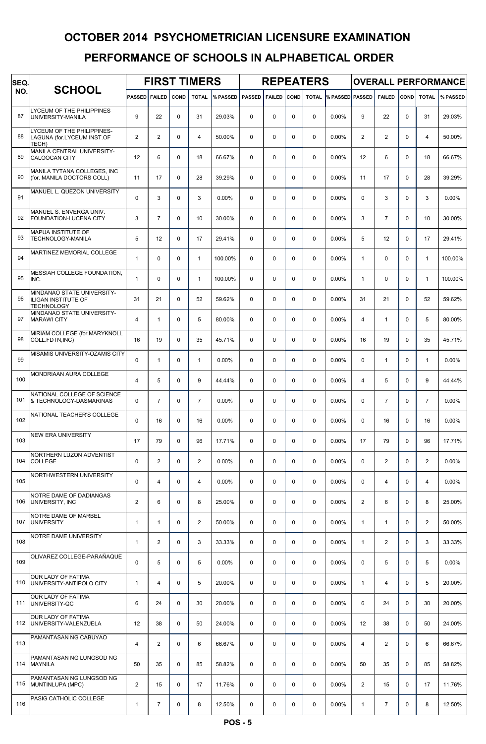# OCTOBER 2014 PSYCHOMETRICIAN LICENSURE EXAMINATION

## PERFORMANCE OF SCHOOLS IN ALPHABETICAL ORDER

| SEQ. NO. | SCHOOL | FIRST TIMERS | | | | | REPEATERS | | | | | OVERALL PERFORMANCE | | | | |
|---|---|---|---|---|---|---|---|---|---|---|---|---|---|---|---|---|
| | | PASSED | FAILED | COND | TOTAL | % PASSED | PASSED | FAILED | COND | TOTAL | % PASSED | PASSED | FAILED | COND | TOTAL | % PASSED |
| 87 | LYCEUM OF THE PHILIPPINES UNIVERSITY-MANILA | 9 | 22 | 0 | 31 | 29.03% | 0 | 0 | 0 | 0 | 0.00% | 9 | 22 | 0 | 31 | 29.03% |
| 88 | LYCEUM OF THE PHILIPPINES-LAGUNA (for.LYCEUM INST.OF TECH) | 2 | 2 | 0 | 4 | 50.00% | 0 | 0 | 0 | 0 | 0.00% | 2 | 2 | 0 | 4 | 50.00% |
| 89 | MANILA CENTRAL UNIVERSITY-CALOOCAN CITY | 12 | 6 | 0 | 18 | 66.67% | 0 | 0 | 0 | 0 | 0.00% | 12 | 6 | 0 | 18 | 66.67% |
| 90 | MANILA TYTANA COLLEGES, INC (for. MANILA DOCTORS COLL) | 11 | 17 | 0 | 28 | 39.29% | 0 | 0 | 0 | 0 | 0.00% | 11 | 17 | 0 | 28 | 39.29% |
| 91 | MANUEL L. QUEZON UNIVERSITY | 0 | 3 | 0 | 3 | 0.00% | 0 | 0 | 0 | 0 | 0.00% | 0 | 3 | 0 | 3 | 0.00% |
| 92 | MANUEL S. ENVERGA UNIV. FOUNDATION-LUCENA CITY | 3 | 7 | 0 | 10 | 30.00% | 0 | 0 | 0 | 0 | 0.00% | 3 | 7 | 0 | 10 | 30.00% |
| 93 | MAPUA INSTITUTE OF TECHNOLOGY-MANILA | 5 | 12 | 0 | 17 | 29.41% | 0 | 0 | 0 | 0 | 0.00% | 5 | 12 | 0 | 17 | 29.41% |
| 94 | MARTINEZ MEMORIAL COLLEGE | 1 | 0 | 0 | 1 | 100.00% | 0 | 0 | 0 | 0 | 0.00% | 1 | 0 | 0 | 1 | 100.00% |
| 95 | MESSIAH COLLEGE FOUNDATION, INC. | 1 | 0 | 0 | 1 | 100.00% | 0 | 0 | 0 | 0 | 0.00% | 1 | 0 | 0 | 1 | 100.00% |
| 96 | MINDANAO STATE UNIVERSITY-ILIGAN INSTITUTE OF TECHNOLOGY | 31 | 21 | 0 | 52 | 59.62% | 0 | 0 | 0 | 0 | 0.00% | 31 | 21 | 0 | 52 | 59.62% |
| 97 | MINDANAO STATE UNIVERSITY-MARAWI CITY | 4 | 1 | 0 | 5 | 80.00% | 0 | 0 | 0 | 0 | 0.00% | 4 | 1 | 0 | 5 | 80.00% |
| 98 | MIRIAM COLLEGE (for.MARYKNOLL COLL.FDTN,INC) | 16 | 19 | 0 | 35 | 45.71% | 0 | 0 | 0 | 0 | 0.00% | 16 | 19 | 0 | 35 | 45.71% |
| 99 | MISAMIS UNIVERSITY-OZAMIS CITY | 0 | 1 | 0 | 1 | 0.00% | 0 | 0 | 0 | 0 | 0.00% | 0 | 1 | 0 | 1 | 0.00% |
| 100 | MONDRIAAN AURA COLLEGE | 4 | 5 | 0 | 9 | 44.44% | 0 | 0 | 0 | 0 | 0.00% | 4 | 5 | 0 | 9 | 44.44% |
| 101 | NATIONAL COLLEGE OF SCIENCE & TECHNOLOGY-DASMARINAS | 0 | 7 | 0 | 7 | 0.00% | 0 | 0 | 0 | 0 | 0.00% | 0 | 7 | 0 | 7 | 0.00% |
| 102 | NATIONAL TEACHER'S COLLEGE | 0 | 16 | 0 | 16 | 0.00% | 0 | 0 | 0 | 0 | 0.00% | 0 | 16 | 0 | 16 | 0.00% |
| 103 | NEW ERA UNIVERSITY | 17 | 79 | 0 | 96 | 17.71% | 0 | 0 | 0 | 0 | 0.00% | 17 | 79 | 0 | 96 | 17.71% |
| 104 | NORTHERN LUZON ADVENTIST COLLEGE | 0 | 2 | 0 | 2 | 0.00% | 0 | 0 | 0 | 0 | 0.00% | 0 | 2 | 0 | 2 | 0.00% |
| 105 | NORTHWESTERN UNIVERSITY | 0 | 4 | 0 | 4 | 0.00% | 0 | 0 | 0 | 0 | 0.00% | 0 | 4 | 0 | 4 | 0.00% |
| 106 | NOTRE DAME OF DADIANGAS UNIVERSITY, INC | 2 | 6 | 0 | 8 | 25.00% | 0 | 0 | 0 | 0 | 0.00% | 2 | 6 | 0 | 8 | 25.00% |
| 107 | NOTRE DAME OF MARBEL UNIVERSITY | 1 | 1 | 0 | 2 | 50.00% | 0 | 0 | 0 | 0 | 0.00% | 1 | 1 | 0 | 2 | 50.00% |
| 108 | NOTRE DAME UNIVERSITY | 1 | 2 | 0 | 3 | 33.33% | 0 | 0 | 0 | 0 | 0.00% | 1 | 2 | 0 | 3 | 33.33% |
| 109 | OLIVAREZ COLLEGE-PARAÑAQUE | 0 | 5 | 0 | 5 | 0.00% | 0 | 0 | 0 | 0 | 0.00% | 0 | 5 | 0 | 5 | 0.00% |
| 110 | OUR LADY OF FATIMA UNIVERSITY-ANTIPOLO CITY | 1 | 4 | 0 | 5 | 20.00% | 0 | 0 | 0 | 0 | 0.00% | 1 | 4 | 0 | 5 | 20.00% |
| 111 | OUR LADY OF FATIMA UNIVERSITY-QC | 6 | 24 | 0 | 30 | 20.00% | 0 | 0 | 0 | 0 | 0.00% | 6 | 24 | 0 | 30 | 20.00% |
| 112 | OUR LADY OF FATIMA UNIVERSITY-VALENZUELA | 12 | 38 | 0 | 50 | 24.00% | 0 | 0 | 0 | 0 | 0.00% | 12 | 38 | 0 | 50 | 24.00% |
| 113 | PAMANTASAN NG CABUYAO | 4 | 2 | 0 | 6 | 66.67% | 0 | 0 | 0 | 0 | 0.00% | 4 | 2 | 0 | 6 | 66.67% |
| 114 | PAMANTASAN NG LUNGSOD NG MAYNILA | 50 | 35 | 0 | 85 | 58.82% | 0 | 0 | 0 | 0 | 0.00% | 50 | 35 | 0 | 85 | 58.82% |
| 115 | PAMANTASAN NG LUNGSOD NG MUNTINLUPA (MPC) | 2 | 15 | 0 | 17 | 11.76% | 0 | 0 | 0 | 0 | 0.00% | 2 | 15 | 0 | 17 | 11.76% |
| 116 | PASIG CATHOLIC COLLEGE | 1 | 7 | 0 | 8 | 12.50% | 0 | 0 | 0 | 0 | 0.00% | 1 | 7 | 0 | 8 | 12.50% |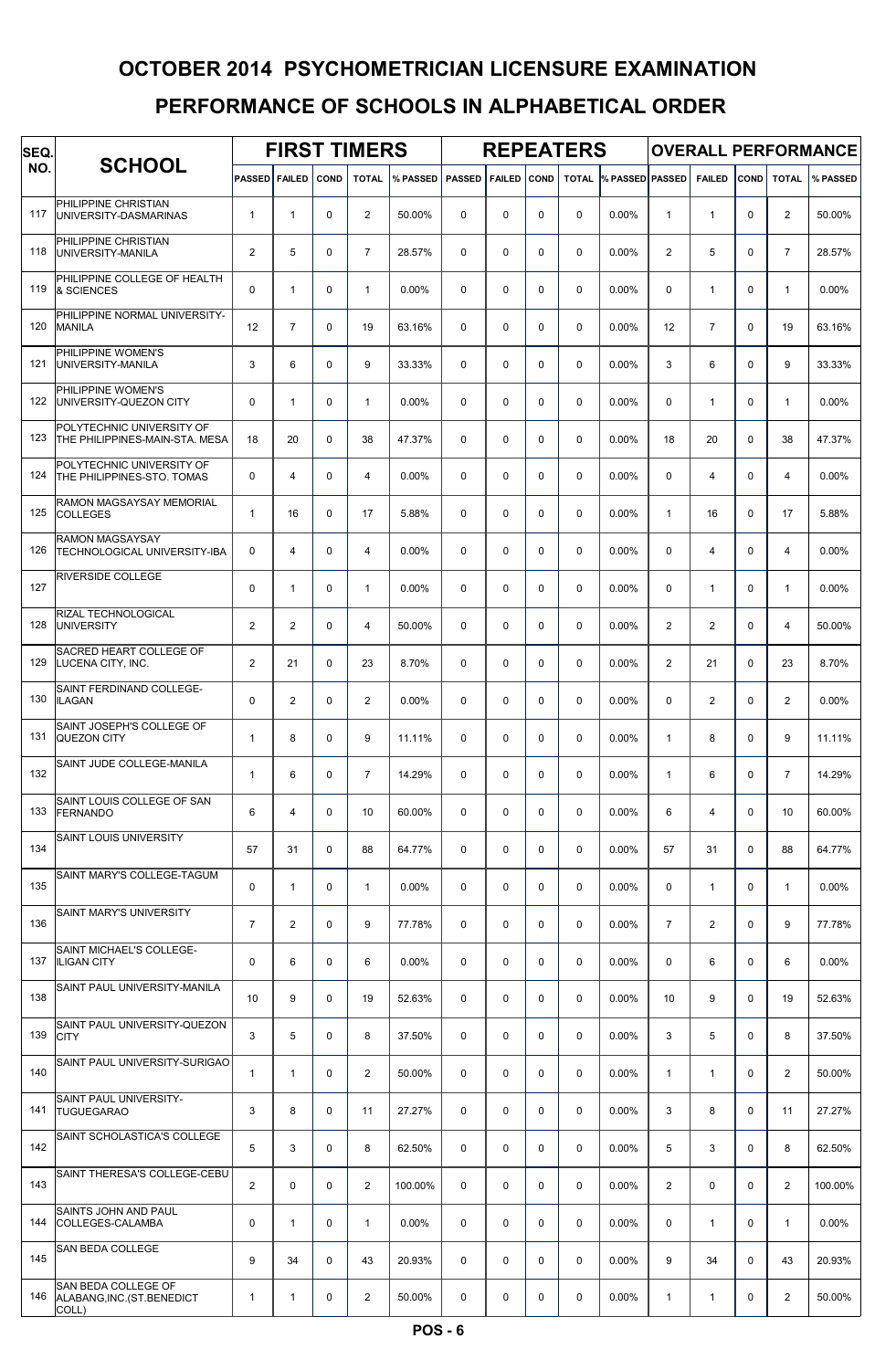# OCTOBER 2014 PSYCHOMETRICIAN LICENSURE EXAMINATION

## PERFORMANCE OF SCHOOLS IN ALPHABETICAL ORDER

| SEQ. NO. | SCHOOL | FIRST TIMERS | | | | | REPEATERS | | | | | OVERALL PERFORMANCE | | | | |
|---|---|---|---|---|---|---|---|---|---|---|---|---|---|---|---|---|
| | | PASSED | FAILED | COND | TOTAL | % PASSED | PASSED | FAILED | COND | TOTAL | % PASSED | PASSED | FAILED | COND | TOTAL | % PASSED |
| 117 | PHILIPPINE CHRISTIAN UNIVERSITY-DASMARINAS | 1 | 1 | 0 | 2 | 50.00% | 0 | 0 | 0 | 0 | 0.00% | 1 | 1 | 0 | 2 | 50.00% |
| 118 | PHILIPPINE CHRISTIAN UNIVERSITY-MANILA | 2 | 5 | 0 | 7 | 28.57% | 0 | 0 | 0 | 0 | 0.00% | 2 | 5 | 0 | 7 | 28.57% |
| 119 | PHILIPPINE COLLEGE OF HEALTH & SCIENCES | 0 | 1 | 0 | 1 | 0.00% | 0 | 0 | 0 | 0 | 0.00% | 0 | 1 | 0 | 1 | 0.00% |
| 120 | PHILIPPINE NORMAL UNIVERSITY-MANILA | 12 | 7 | 0 | 19 | 63.16% | 0 | 0 | 0 | 0 | 0.00% | 12 | 7 | 0 | 19 | 63.16% |
| 121 | PHILIPPINE WOMEN'S UNIVERSITY-MANILA | 3 | 6 | 0 | 9 | 33.33% | 0 | 0 | 0 | 0 | 0.00% | 3 | 6 | 0 | 9 | 33.33% |
| 122 | PHILIPPINE WOMEN'S UNIVERSITY-QUEZON CITY | 0 | 1 | 0 | 1 | 0.00% | 0 | 0 | 0 | 0 | 0.00% | 0 | 1 | 0 | 1 | 0.00% |
| 123 | POLYTECHNIC UNIVERSITY OF THE PHILIPPINES-MAIN-STA. MESA | 18 | 20 | 0 | 38 | 47.37% | 0 | 0 | 0 | 0 | 0.00% | 18 | 20 | 0 | 38 | 47.37% |
| 124 | POLYTECHNIC UNIVERSITY OF THE PHILIPPINES-STO. TOMAS | 0 | 4 | 0 | 4 | 0.00% | 0 | 0 | 0 | 0 | 0.00% | 0 | 4 | 0 | 4 | 0.00% |
| 125 | RAMON MAGSAYSAY MEMORIAL COLLEGES | 1 | 16 | 0 | 17 | 5.88% | 0 | 0 | 0 | 0 | 0.00% | 1 | 16 | 0 | 17 | 5.88% |
| 126 | RAMON MAGSAYSAY TECHNOLOGICAL UNIVERSITY-IBA | 0 | 4 | 0 | 4 | 0.00% | 0 | 0 | 0 | 0 | 0.00% | 0 | 4 | 0 | 4 | 0.00% |
| 127 | RIVERSIDE COLLEGE | 0 | 1 | 0 | 1 | 0.00% | 0 | 0 | 0 | 0 | 0.00% | 0 | 1 | 0 | 1 | 0.00% |
| 128 | RIZAL TECHNOLOGICAL UNIVERSITY | 2 | 2 | 0 | 4 | 50.00% | 0 | 0 | 0 | 0 | 0.00% | 2 | 2 | 0 | 4 | 50.00% |
| 129 | SACRED HEART COLLEGE OF LUCENA CITY, INC. | 2 | 21 | 0 | 23 | 8.70% | 0 | 0 | 0 | 0 | 0.00% | 2 | 21 | 0 | 23 | 8.70% |
| 130 | SAINT FERDINAND COLLEGE-ILAGAN | 0 | 2 | 0 | 2 | 0.00% | 0 | 0 | 0 | 0 | 0.00% | 0 | 2 | 0 | 2 | 0.00% |
| 131 | SAINT JOSEPH'S COLLEGE OF QUEZON CITY | 1 | 8 | 0 | 9 | 11.11% | 0 | 0 | 0 | 0 | 0.00% | 1 | 8 | 0 | 9 | 11.11% |
| 132 | SAINT JUDE COLLEGE-MANILA | 1 | 6 | 0 | 7 | 14.29% | 0 | 0 | 0 | 0 | 0.00% | 1 | 6 | 0 | 7 | 14.29% |
| 133 | SAINT LOUIS COLLEGE OF SAN FERNANDO | 6 | 4 | 0 | 10 | 60.00% | 0 | 0 | 0 | 0 | 0.00% | 6 | 4 | 0 | 10 | 60.00% |
| 134 | SAINT LOUIS UNIVERSITY | 57 | 31 | 0 | 88 | 64.77% | 0 | 0 | 0 | 0 | 0.00% | 57 | 31 | 0 | 88 | 64.77% |
| 135 | SAINT MARY'S COLLEGE-TAGUM | 0 | 1 | 0 | 1 | 0.00% | 0 | 0 | 0 | 0 | 0.00% | 0 | 1 | 0 | 1 | 0.00% |
| 136 | SAINT MARY'S UNIVERSITY | 7 | 2 | 0 | 9 | 77.78% | 0 | 0 | 0 | 0 | 0.00% | 7 | 2 | 0 | 9 | 77.78% |
| 137 | SAINT MICHAEL'S COLLEGE-ILIGAN CITY | 0 | 6 | 0 | 6 | 0.00% | 0 | 0 | 0 | 0 | 0.00% | 0 | 6 | 0 | 6 | 0.00% |
| 138 | SAINT PAUL UNIVERSITY-MANILA | 10 | 9 | 0 | 19 | 52.63% | 0 | 0 | 0 | 0 | 0.00% | 10 | 9 | 0 | 19 | 52.63% |
| 139 | SAINT PAUL UNIVERSITY-QUEZON CITY | 3 | 5 | 0 | 8 | 37.50% | 0 | 0 | 0 | 0 | 0.00% | 3 | 5 | 0 | 8 | 37.50% |
| 140 | SAINT PAUL UNIVERSITY-SURIGAO | 1 | 1 | 0 | 2 | 50.00% | 0 | 0 | 0 | 0 | 0.00% | 1 | 1 | 0 | 2 | 50.00% |
| 141 | SAINT PAUL UNIVERSITY-TUGUEGARAO | 3 | 8 | 0 | 11 | 27.27% | 0 | 0 | 0 | 0 | 0.00% | 3 | 8 | 0 | 11 | 27.27% |
| 142 | SAINT SCHOLASTICA'S COLLEGE | 5 | 3 | 0 | 8 | 62.50% | 0 | 0 | 0 | 0 | 0.00% | 5 | 3 | 0 | 8 | 62.50% |
| 143 | SAINT THERESA'S COLLEGE-CEBU | 2 | 0 | 0 | 2 | 100.00% | 0 | 0 | 0 | 0 | 0.00% | 2 | 0 | 0 | 2 | 100.00% |
| 144 | SAINTS JOHN AND PAUL COLLEGES-CALAMBA | 0 | 1 | 0 | 1 | 0.00% | 0 | 0 | 0 | 0 | 0.00% | 0 | 1 | 0 | 1 | 0.00% |
| 145 | SAN BEDA COLLEGE | 9 | 34 | 0 | 43 | 20.93% | 0 | 0 | 0 | 0 | 0.00% | 9 | 34 | 0 | 43 | 20.93% |
| 146 | SAN BEDA COLLEGE OF ALABANG,INC.(ST.BENEDICT COLL) | 1 | 1 | 0 | 2 | 50.00% | 0 | 0 | 0 | 0 | 0.00% | 1 | 1 | 0 | 2 | 50.00% |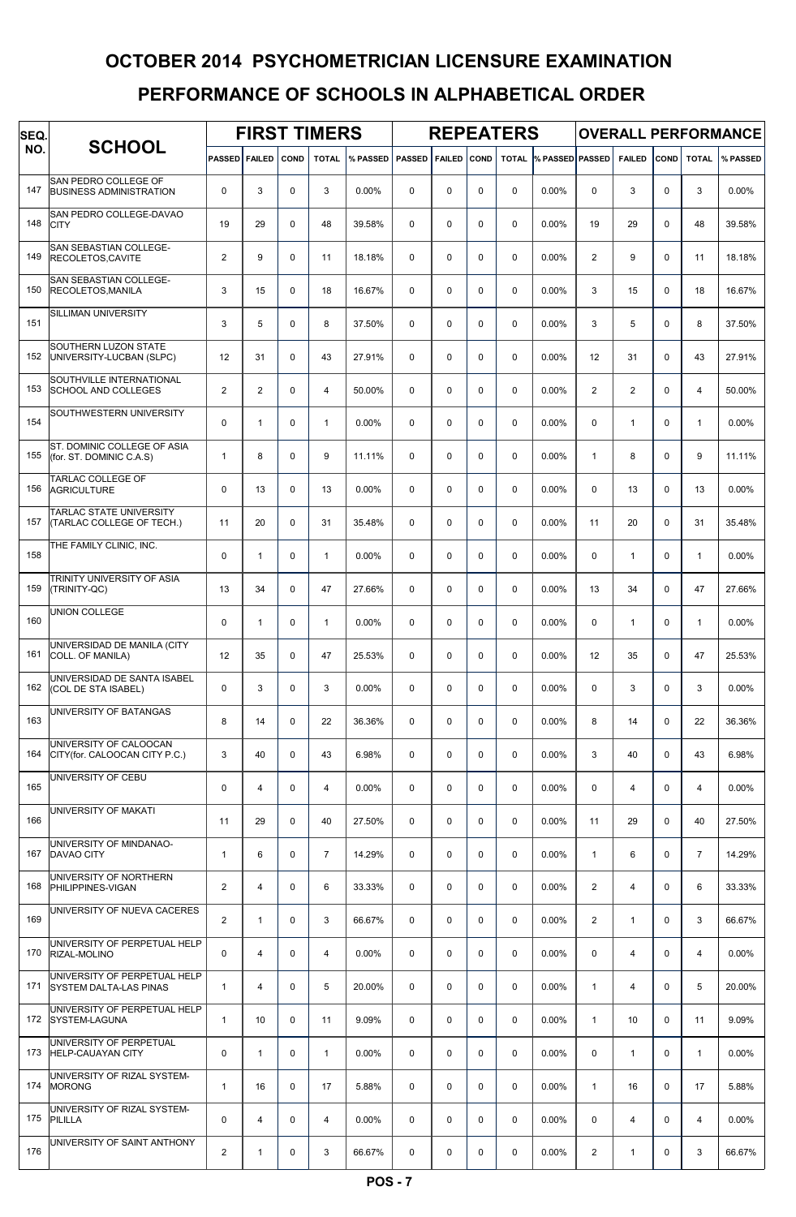# OCTOBER 2014 PSYCHOMETRICIAN LICENSURE EXAMINATION

## PERFORMANCE OF SCHOOLS IN ALPHABETICAL ORDER

| SEQ. NO. | SCHOOL | FIRST TIMERS | | | | | REPEATERS | | | | | OVERALL PERFORMANCE | | | | |
|---|---|---|---|---|---|---|---|---|---|---|---|---|---|---|---|---|
| | | PASSED | FAILED | COND | TOTAL | % PASSED | PASSED | FAILED | COND | TOTAL | % PASSED | PASSED | FAILED | COND | TOTAL | % PASSED |
| 147 | SAN PEDRO COLLEGE OF BUSINESS ADMINISTRATION | 0 | 3 | 0 | 3 | 0.00% | 0 | 0 | 0 | 0 | 0.00% | 0 | 3 | 0 | 3 | 0.00% |
| 148 | SAN PEDRO COLLEGE-DAVAO CITY | 19 | 29 | 0 | 48 | 39.58% | 0 | 0 | 0 | 0 | 0.00% | 19 | 29 | 0 | 48 | 39.58% |
| 149 | SAN SEBASTIAN COLLEGE-RECOLETOS,CAVITE | 2 | 9 | 0 | 11 | 18.18% | 0 | 0 | 0 | 0 | 0.00% | 2 | 9 | 0 | 11 | 18.18% |
| 150 | SAN SEBASTIAN COLLEGE-RECOLETOS,MANILA | 3 | 15 | 0 | 18 | 16.67% | 0 | 0 | 0 | 0 | 0.00% | 3 | 15 | 0 | 18 | 16.67% |
| 151 | SILLIMAN UNIVERSITY | 3 | 5 | 0 | 8 | 37.50% | 0 | 0 | 0 | 0 | 0.00% | 3 | 5 | 0 | 8 | 37.50% |
| 152 | SOUTHERN LUZON STATE UNIVERSITY-LUCBAN (SLPC) | 12 | 31 | 0 | 43 | 27.91% | 0 | 0 | 0 | 0 | 0.00% | 12 | 31 | 0 | 43 | 27.91% |
| 153 | SOUTHVILLE INTERNATIONAL SCHOOL AND COLLEGES | 2 | 2 | 0 | 4 | 50.00% | 0 | 0 | 0 | 0 | 0.00% | 2 | 2 | 0 | 4 | 50.00% |
| 154 | SOUTHWESTERN UNIVERSITY | 0 | 1 | 0 | 1 | 0.00% | 0 | 0 | 0 | 0 | 0.00% | 0 | 1 | 0 | 1 | 0.00% |
| 155 | ST. DOMINIC COLLEGE OF ASIA (for. ST. DOMINIC C.A.S) | 1 | 8 | 0 | 9 | 11.11% | 0 | 0 | 0 | 0 | 0.00% | 1 | 8 | 0 | 9 | 11.11% |
| 156 | TARLAC COLLEGE OF AGRICULTURE | 0 | 13 | 0 | 13 | 0.00% | 0 | 0 | 0 | 0 | 0.00% | 0 | 13 | 0 | 13 | 0.00% |
| 157 | TARLAC STATE UNIVERSITY (TARLAC COLLEGE OF TECH.) | 11 | 20 | 0 | 31 | 35.48% | 0 | 0 | 0 | 0 | 0.00% | 11 | 20 | 0 | 31 | 35.48% |
| 158 | THE FAMILY CLINIC, INC. | 0 | 1 | 0 | 1 | 0.00% | 0 | 0 | 0 | 0 | 0.00% | 0 | 1 | 0 | 1 | 0.00% |
| 159 | TRINITY UNIVERSITY OF ASIA (TRINITY-QC) | 13 | 34 | 0 | 47 | 27.66% | 0 | 0 | 0 | 0 | 0.00% | 13 | 34 | 0 | 47 | 27.66% |
| 160 | UNION COLLEGE | 0 | 1 | 0 | 1 | 0.00% | 0 | 0 | 0 | 0 | 0.00% | 0 | 1 | 0 | 1 | 0.00% |
| 161 | UNIVERSIDAD DE MANILA (CITY COLL. OF MANILA) | 12 | 35 | 0 | 47 | 25.53% | 0 | 0 | 0 | 0 | 0.00% | 12 | 35 | 0 | 47 | 25.53% |
| 162 | UNIVERSIDAD DE SANTA ISABEL (COL DE STA ISABEL) | 0 | 3 | 0 | 3 | 0.00% | 0 | 0 | 0 | 0 | 0.00% | 0 | 3 | 0 | 3 | 0.00% |
| 163 | UNIVERSITY OF BATANGAS | 8 | 14 | 0 | 22 | 36.36% | 0 | 0 | 0 | 0 | 0.00% | 8 | 14 | 0 | 22 | 36.36% |
| 164 | UNIVERSITY OF CALOOCAN CITY(for. CALOOCAN CITY P.C.) | 3 | 40 | 0 | 43 | 6.98% | 0 | 0 | 0 | 0 | 0.00% | 3 | 40 | 0 | 43 | 6.98% |
| 165 | UNIVERSITY OF CEBU | 0 | 4 | 0 | 4 | 0.00% | 0 | 0 | 0 | 0 | 0.00% | 0 | 4 | 0 | 4 | 0.00% |
| 166 | UNIVERSITY OF MAKATI | 11 | 29 | 0 | 40 | 27.50% | 0 | 0 | 0 | 0 | 0.00% | 11 | 29 | 0 | 40 | 27.50% |
| 167 | UNIVERSITY OF MINDANAO-DAVAO CITY | 1 | 6 | 0 | 7 | 14.29% | 0 | 0 | 0 | 0 | 0.00% | 1 | 6 | 0 | 7 | 14.29% |
| 168 | UNIVERSITY OF NORTHERN PHILIPPINES-VIGAN | 2 | 4 | 0 | 6 | 33.33% | 0 | 0 | 0 | 0 | 0.00% | 2 | 4 | 0 | 6 | 33.33% |
| 169 | UNIVERSITY OF NUEVA CACERES | 2 | 1 | 0 | 3 | 66.67% | 0 | 0 | 0 | 0 | 0.00% | 2 | 1 | 0 | 3 | 66.67% |
| 170 | UNIVERSITY OF PERPETUAL HELP RIZAL-MOLINO | 0 | 4 | 0 | 4 | 0.00% | 0 | 0 | 0 | 0 | 0.00% | 0 | 4 | 0 | 4 | 0.00% |
| 171 | UNIVERSITY OF PERPETUAL HELP SYSTEM DALTA-LAS PINAS | 1 | 4 | 0 | 5 | 20.00% | 0 | 0 | 0 | 0 | 0.00% | 1 | 4 | 0 | 5 | 20.00% |
| 172 | UNIVERSITY OF PERPETUAL HELP SYSTEM-LAGUNA | 1 | 10 | 0 | 11 | 9.09% | 0 | 0 | 0 | 0 | 0.00% | 1 | 10 | 0 | 11 | 9.09% |
| 173 | UNIVERSITY OF PERPETUAL HELP-CAUAYAN CITY | 0 | 1 | 0 | 1 | 0.00% | 0 | 0 | 0 | 0 | 0.00% | 0 | 1 | 0 | 1 | 0.00% |
| 174 | UNIVERSITY OF RIZAL SYSTEM-MORONG | 1 | 16 | 0 | 17 | 5.88% | 0 | 0 | 0 | 0 | 0.00% | 1 | 16 | 0 | 17 | 5.88% |
| 175 | UNIVERSITY OF RIZAL SYSTEM-PILILLA | 0 | 4 | 0 | 4 | 0.00% | 0 | 0 | 0 | 0 | 0.00% | 0 | 4 | 0 | 4 | 0.00% |
| 176 | UNIVERSITY OF SAINT ANTHONY | 2 | 1 | 0 | 3 | 66.67% | 0 | 0 | 0 | 0 | 0.00% | 2 | 1 | 0 | 3 | 66.67% |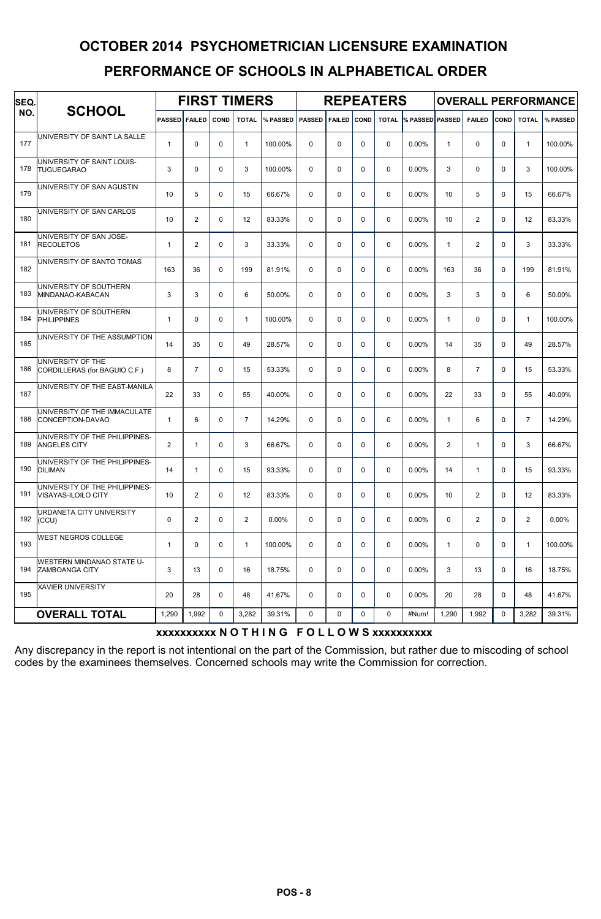# OCTOBER 2014 PSYCHOMETRICIAN LICENSURE EXAMINATION

## PERFORMANCE OF SCHOOLS IN ALPHABETICAL ORDER

| SEQ. NO. | SCHOOL | FIRST TIMERS | | | | | REPEATERS | | | | | OVERALL PERFORMANCE | | | | |
|---|---|---|---|---|---|---|---|---|---|---|---|---|---|---|---|---|
| | | PASSED | FAILED | COND | TOTAL | % PASSED | PASSED | FAILED | COND | TOTAL | % PASSED | PASSED | FAILED | COND | TOTAL | % PASSED |
| 177 | UNIVERSITY OF SAINT LA SALLE | 1 | 0 | 0 | 1 | 100.00% | 0 | 0 | 0 | 0 | 0.00% | 1 | 0 | 0 | 1 | 100.00% |
| 178 | UNIVERSITY OF SAINT LOUIS-TUGUEGARAO | 3 | 0 | 0 | 3 | 100.00% | 0 | 0 | 0 | 0 | 0.00% | 3 | 0 | 0 | 3 | 100.00% |
| 179 | UNIVERSITY OF SAN AGUSTIN | 10 | 5 | 0 | 15 | 66.67% | 0 | 0 | 0 | 0 | 0.00% | 10 | 5 | 0 | 15 | 66.67% |
| 180 | UNIVERSITY OF SAN CARLOS | 10 | 2 | 0 | 12 | 83.33% | 0 | 0 | 0 | 0 | 0.00% | 10 | 2 | 0 | 12 | 83.33% |
| 181 | UNIVERSITY OF SAN JOSE-RECOLETOS | 1 | 2 | 0 | 3 | 33.33% | 0 | 0 | 0 | 0 | 0.00% | 1 | 2 | 0 | 3 | 33.33% |
| 182 | UNIVERSITY OF SANTO TOMAS | 163 | 36 | 0 | 199 | 81.91% | 0 | 0 | 0 | 0 | 0.00% | 163 | 36 | 0 | 199 | 81.91% |
| 183 | UNIVERSITY OF SOUTHERN MINDANAO-KABACAN | 3 | 3 | 0 | 6 | 50.00% | 0 | 0 | 0 | 0 | 0.00% | 3 | 3 | 0 | 6 | 50.00% |
| 184 | UNIVERSITY OF SOUTHERN PHILIPPINES | 1 | 0 | 0 | 1 | 100.00% | 0 | 0 | 0 | 0 | 0.00% | 1 | 0 | 0 | 1 | 100.00% |
| 185 | UNIVERSITY OF THE ASSUMPTION | 14 | 35 | 0 | 49 | 28.57% | 0 | 0 | 0 | 0 | 0.00% | 14 | 35 | 0 | 49 | 28.57% |
| 186 | UNIVERSITY OF THE CORDILLERAS (for.BAGUIO C.F.) | 8 | 7 | 0 | 15 | 53.33% | 0 | 0 | 0 | 0 | 0.00% | 8 | 7 | 0 | 15 | 53.33% |
| 187 | UNIVERSITY OF THE EAST-MANILA | 22 | 33 | 0 | 55 | 40.00% | 0 | 0 | 0 | 0 | 0.00% | 22 | 33 | 0 | 55 | 40.00% |
| 188 | UNIVERSITY OF THE IMMACULATE CONCEPTION-DAVAO | 1 | 6 | 0 | 7 | 14.29% | 0 | 0 | 0 | 0 | 0.00% | 1 | 6 | 0 | 7 | 14.29% |
| 189 | UNIVERSITY OF THE PHILIPPINES-ANGELES CITY | 2 | 1 | 0 | 3 | 66.67% | 0 | 0 | 0 | 0 | 0.00% | 2 | 1 | 0 | 3 | 66.67% |
| 190 | UNIVERSITY OF THE PHILIPPINES-DILIMAN | 14 | 1 | 0 | 15 | 93.33% | 0 | 0 | 0 | 0 | 0.00% | 14 | 1 | 0 | 15 | 93.33% |
| 191 | UNIVERSITY OF THE PHILIPPINES-VISAYAS-ILOILO CITY | 10 | 2 | 0 | 12 | 83.33% | 0 | 0 | 0 | 0 | 0.00% | 10 | 2 | 0 | 12 | 83.33% |
| 192 | URDANETA CITY UNIVERSITY (CCU) | 0 | 2 | 0 | 2 | 0.00% | 0 | 0 | 0 | 0 | 0.00% | 0 | 2 | 0 | 2 | 0.00% |
| 193 | WEST NEGROS COLLEGE | 1 | 0 | 0 | 1 | 100.00% | 0 | 0 | 0 | 0 | 0.00% | 1 | 0 | 0 | 1 | 100.00% |
| 194 | WESTERN MINDANAO STATE U-ZAMBOANGA CITY | 3 | 13 | 0 | 16 | 18.75% | 0 | 0 | 0 | 0 | 0.00% | 3 | 13 | 0 | 16 | 18.75% |
| 195 | XAVIER UNIVERSITY | 20 | 28 | 0 | 48 | 41.67% | 0 | 0 | 0 | 0 | 0.00% | 20 | 28 | 0 | 48 | 41.67% |
| | **OVERALL TOTAL** | 1,290 | 1,992 | 0 | 3,282 | 39.31% | 0 | 0 | 0 | 0 | #Num! | 1,290 | 1,992 | 0 | 3,282 | 39.31% |

**xxxxxxxxxx N O T H I N G F O L L O W S xxxxxxxxxx**

Any discrepancy in the report is not intentional on the part of the Commission, but rather due to miscoding of school codes by the examinees themselves. Concerned schools may write the Commission for correction.